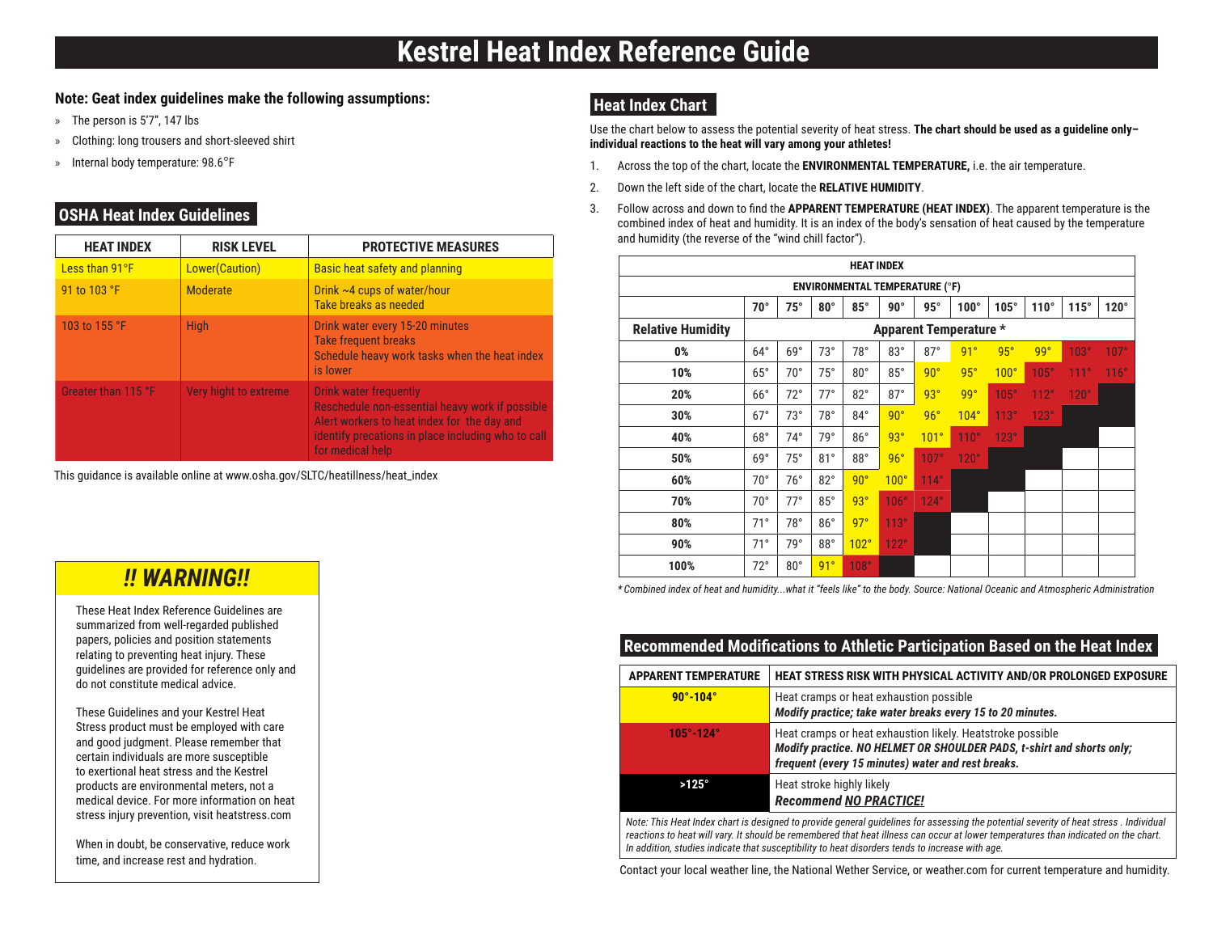# Kestrel Heat Index Reference Guide

**Note: Geat index guidelines make the following assumptions:**

- The person is 5'7", 147 lbs
- Clothing: long trousers and short-sleeved shirt
- Internal body temperature: 98.6°F

## OSHA Heat Index Guidelines

| HEAT INDEX | RISK LEVEL | PROTECTIVE MEASURES |
|---|---|---|
| Less than 91°F | Lower(Caution) | Basic heat safety and planning |
| 91 to 103 °F | Moderate | Drink ~4 cups of water/hour<br>Take breaks as needed |
| 103 to 155 °F | High | Drink water every 15-20 minutes<br>Take frequent breaks<br>Schedule heavy work tasks when the heat index is lower |
| Greater than 115 °F | Very hight to extreme | Drink water frequently<br>Reschedule non-essential heavy work if possible<br>Alert workers to heat index for the day and identify precations in place including who to call for medical help |

This guidance is available online at www.osha.gov/SLTC/heatillness/heat_index

## !! WARNING!!

These Heat Index Reference Guidelines are summarized from well-regarded published papers, policies and position statements relating to preventing heat injury. These guidelines are provided for reference only and do not constitute medical advice.

These Guidelines and your Kestrel Heat Stress product must be employed with care and good judgment. Please remember that certain individuals are more susceptible to exertional heat stress and the Kestrel products are environmental meters, not a medical device. For more information on heat stress injury prevention, visit heatstress.com

When in doubt, be conservative, reduce work time, and increase rest and hydration.

## Heat Index Chart

Use the chart below to assess the potential severity of heat stress. **The chart should be used as a guideline only–individual reactions to the heat will vary among your athletes!**

1. Across the top of the chart, locate the **ENVIRONMENTAL TEMPERATURE,** i.e. the air temperature.
2. Down the left side of the chart, locate the **RELATIVE HUMIDITY**.
3. Follow across and down to find the **APPARENT TEMPERATURE (HEAT INDEX)**. The apparent temperature is the combined index of heat and humidity. It is an index of the body's sensation of heat caused by the temperature and humidity (the reverse of the "wind chill factor").

| HEAT INDEX | | | | | | | | | | | |
|---|---|---|---|---|---|---|---|---|---|---|---|
| | **ENVIRONMENTAL TEMPERATURE (°F)** | | | | | | | | | | |
| | **70°** | **75°** | **80°** | **85°** | **90°** | **95°** | **100°** | **105°** | **110°** | **115°** | **120°** |
| **Relative Humidity** | **Apparent Temperature *** | | | | | | | | | | |
| **0%** | 64° | 69° | 73° | 78° | 83° | 87° | 91° | 95° | 99° | 103° | 107° |
| **10%** | 65° | 70° | 75° | 80° | 85° | 90° | 95° | 100° | 105° | 111° | 116° |
| **20%** | 66° | 72° | 77° | 82° | 87° | 93° | 99° | 105° | 112° | 120° | |
| **30%** | 67° | 73° | 78° | 84° | 90° | 96° | 104° | 113° | 123° | | |
| **40%** | 68° | 74° | 79° | 86° | 93° | 101° | 110° | 123° | | | |
| **50%** | 69° | 75° | 81° | 88° | 96° | 107° | 120° | | | | |
| **60%** | 70° | 76° | 82° | 90° | 100° | 114° | | | | | |
| **70%** | 70° | 77° | 85° | 93° | 106° | 124° | | | | | |
| **80%** | 71° | 78° | 86° | 97° | 113° | | | | | | |
| **90%** | 71° | 79° | 88° | 102° | 122° | | | | | | |
| **100%** | 72° | 80° | 91° | 108° | | | | | | | |

*\* Combined index of heat and humidity...what it "feels like" to the body. Source: National Oceanic and Atmospheric Administration*

## Recommended Modifications to Athletic Participation Based on the Heat Index

| APPARENT TEMPERATURE | HEAT STRESS RISK WITH PHYSICAL ACTIVITY AND/OR PROLONGED EXPOSURE |
|---|---|
| **90°-104°** | Heat cramps or heat exhaustion possible<br>***Modify practice; take water breaks every 15 to 20 minutes.*** |
| **105°-124°** | Heat cramps or heat exhaustion likely. Heatstroke possible<br>***Modify practice. NO HELMET OR SHOULDER PADS, t-shirt and shorts only; frequent (every 15 minutes) water and rest breaks.*** |
| **>125°** | Heat stroke highly likely<br>***Recommend NO PRACTICE!*** |

*Note: This Heat Index chart is designed to provide general guidelines for assessing the potential severity of heat stress . Individual reactions to heat will vary. It should be remembered that heat illness can occur at lower temperatures than indicated on the chart. In addition, studies indicate that susceptibility to heat disorders tends to increase with age.*

Contact your local weather line, the National Wether Service, or weather.com for current temperature and humidity.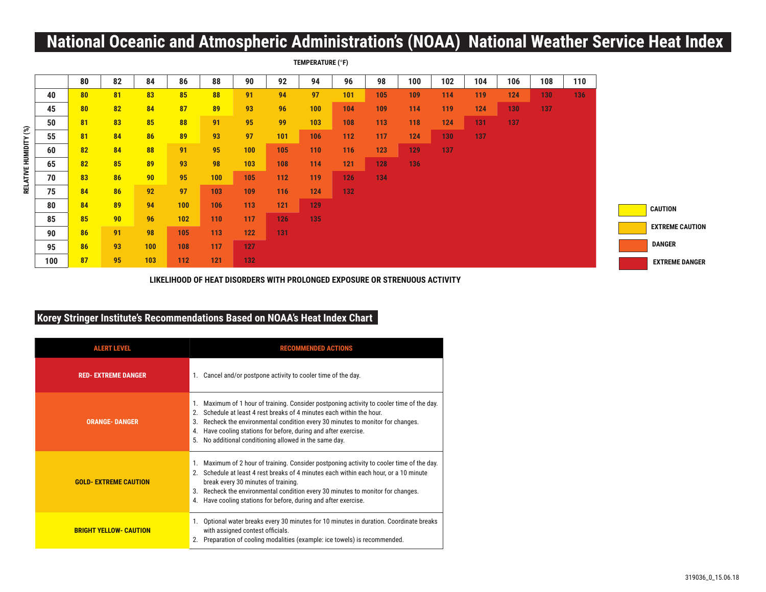# National Oceanic and Atmospheric Administration's (NOAA) National Weather Service Heat Index

TEMPERATURE (°F)

| RELATIVE HUMIDITY (%) | 80 | 82 | 84 | 86 | 88 | 90 | 92 | 94 | 96 | 98 | 100 | 102 | 104 | 106 | 108 | 110 |
|---|---|---|---|---|---|---|---|---|---|---|---|---|---|---|---|---|
| 40 | 80 | 81 | 83 | 85 | 88 | 91 | 94 | 97 | 101 | 105 | 109 | 114 | 119 | 124 | 130 | 136 |
| 45 | 80 | 82 | 84 | 87 | 89 | 93 | 96 | 100 | 104 | 109 | 114 | 119 | 124 | 130 | 137 | |
| 50 | 81 | 83 | 85 | 88 | 91 | 95 | 99 | 103 | 108 | 113 | 118 | 124 | 131 | 137 | | |
| 55 | 81 | 84 | 86 | 89 | 93 | 97 | 101 | 106 | 112 | 117 | 124 | 130 | 137 | | | |
| 60 | 82 | 84 | 88 | 91 | 95 | 100 | 105 | 110 | 116 | 123 | 129 | 137 | | | | |
| 65 | 82 | 85 | 89 | 93 | 98 | 103 | 108 | 114 | 121 | 128 | 136 | | | | | |
| 70 | 83 | 86 | 90 | 95 | 100 | 105 | 112 | 119 | 126 | 134 | | | | | | |
| 75 | 84 | 86 | 92 | 97 | 103 | 109 | 116 | 124 | 132 | | | | | | | |
| 80 | 84 | 89 | 94 | 100 | 106 | 113 | 121 | 129 | | | | | | | | |
| 85 | 85 | 90 | 96 | 102 | 110 | 117 | 126 | 135 | | | | | | | | |
| 90 | 86 | 91 | 98 | 105 | 113 | 122 | 131 | | | | | | | | | |
| 95 | 86 | 93 | 100 | 108 | 117 | 127 | | | | | | | | | | |
| 100 | 87 | 95 | 103 | 112 | 121 | 132 | | | | | | | | | | |

LIKELIHOOD OF HEAT DISORDERS WITH PROLONGED EXPOSURE OR STRENUOUS ACTIVITY

CAUTION

EXTREME CAUTION

DANGER

EXTREME DANGER

## Korey Stringer Institute's Recommendations Based on NOAA's Heat Index Chart

| ALERT LEVEL | RECOMMENDED ACTIONS |
|---|---|
| RED- EXTREME DANGER | 1. Cancel and/or postpone activity to cooler time of the day. |
| ORANGE- DANGER | 1. Maximum of 1 hour of training. Consider postponing activity to cooler time of the day.<br>2. Schedule at least 4 rest breaks of 4 minutes each within the hour.<br>3. Recheck the environmental condition every 30 minutes to monitor for changes.<br>4. Have cooling stations for before, during and after exercise.<br>5. No additional conditioning allowed in the same day. |
| GOLD- EXTREME CAUTION | 1. Maximum of 2 hour of training. Consider postponing activity to cooler time of the day.<br>2. Schedule at least 4 rest breaks of 4 minutes each within each hour, or a 10 minute break every 30 minutes of training.<br>3. Recheck the environmental condition every 30 minutes to monitor for changes.<br>4. Have cooling stations for before, during and after exercise. |
| BRIGHT YELLOW- CAUTION | 1. Optional water breaks every 30 minutes for 10 minutes in duration. Coordinate breaks with assigned contest officials.<br>2. Preparation of cooling modalities (example: ice towels) is recommended. |

319036_0_15.06.18